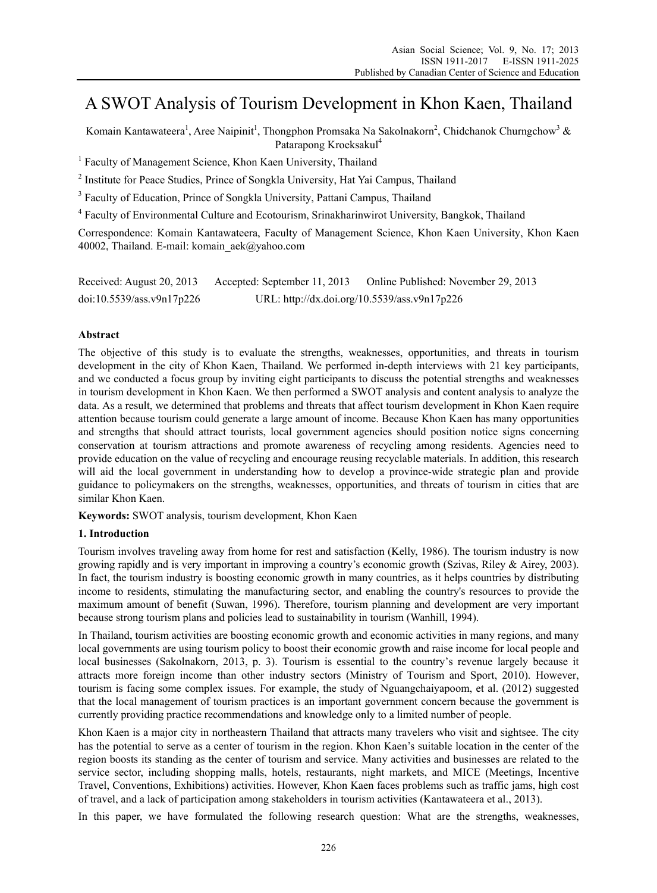# A SWOT Analysis of Tourism Development in Khon Kaen, Thailand

Komain Kantawateera[1], Aree Naipinit[1], Thongphon Promsaka Na Sakolnakorn[2], Chidchanok Churngchow[3] & Patarapong Kroeksakul[4]

[1] Faculty of Management Science, Khon Kaen University, Thailand

[2] Institute for Peace Studies, Prince of Songkla University, Hat Yai Campus, Thailand

[3] Faculty of Education, Prince of Songkla University, Pattani Campus, Thailand

[4] Faculty of Environmental Culture and Ecotourism, Srinakharinwirot University, Bangkok, Thailand

Correspondence: Komain Kantawateera, Faculty of Management Science, Khon Kaen University, Khon Kaen 40002, Thailand. E-mail: komain_aek@yahoo.com

Received: August 20, 2013 Accepted: September 11, 2013 Online Published: November 29, 2013

doi:10.5539/ass.v9n17p226 URL: http://dx.doi.org/10.5539/ass.v9n17p226

## Abstract

The objective of this study is to evaluate the strengths, weaknesses, opportunities, and threats in tourism development in the city of Khon Kaen, Thailand. We performed in-depth interviews with 21 key participants, and we conducted a focus group by inviting eight participants to discuss the potential strengths and weaknesses in tourism development in Khon Kaen. We then performed a SWOT analysis and content analysis to analyze the data. As a result, we determined that problems and threats that affect tourism development in Khon Kaen require attention because tourism could generate a large amount of income. Because Khon Kaen has many opportunities and strengths that should attract tourists, local government agencies should position notice signs concerning conservation at tourism attractions and promote awareness of recycling among residents. Agencies need to provide education on the value of recycling and encourage reusing recyclable materials. In addition, this research will aid the local government in understanding how to develop a province-wide strategic plan and provide guidance to policymakers on the strengths, weaknesses, opportunities, and threats of tourism in cities that are similar Khon Kaen.

**Keywords:** SWOT analysis, tourism development, Khon Kaen

## 1. Introduction

Tourism involves traveling away from home for rest and satisfaction (Kelly, 1986). The tourism industry is now growing rapidly and is very important in improving a country's economic growth (Szivas, Riley & Airey, 2003). In fact, the tourism industry is boosting economic growth in many countries, as it helps countries by distributing income to residents, stimulating the manufacturing sector, and enabling the country's resources to provide the maximum amount of benefit (Suwan, 1996). Therefore, tourism planning and development are very important because strong tourism plans and policies lead to sustainability in tourism (Wanhill, 1994).

In Thailand, tourism activities are boosting economic growth and economic activities in many regions, and many local governments are using tourism policy to boost their economic growth and raise income for local people and local businesses (Sakolnakorn, 2013, p. 3). Tourism is essential to the country's revenue largely because it attracts more foreign income than other industry sectors (Ministry of Tourism and Sport, 2010). However, tourism is facing some complex issues. For example, the study of Nguangchaiyapoom, et al. (2012) suggested that the local management of tourism practices is an important government concern because the government is currently providing practice recommendations and knowledge only to a limited number of people.

Khon Kaen is a major city in northeastern Thailand that attracts many travelers who visit and sightsee. The city has the potential to serve as a center of tourism in the region. Khon Kaen's suitable location in the center of the region boosts its standing as the center of tourism and service. Many activities and businesses are related to the service sector, including shopping malls, hotels, restaurants, night markets, and MICE (Meetings, Incentive Travel, Conventions, Exhibitions) activities. However, Khon Kaen faces problems such as traffic jams, high cost of travel, and a lack of participation among stakeholders in tourism activities (Kantawateera et al., 2013).

In this paper, we have formulated the following research question: What are the strengths, weaknesses,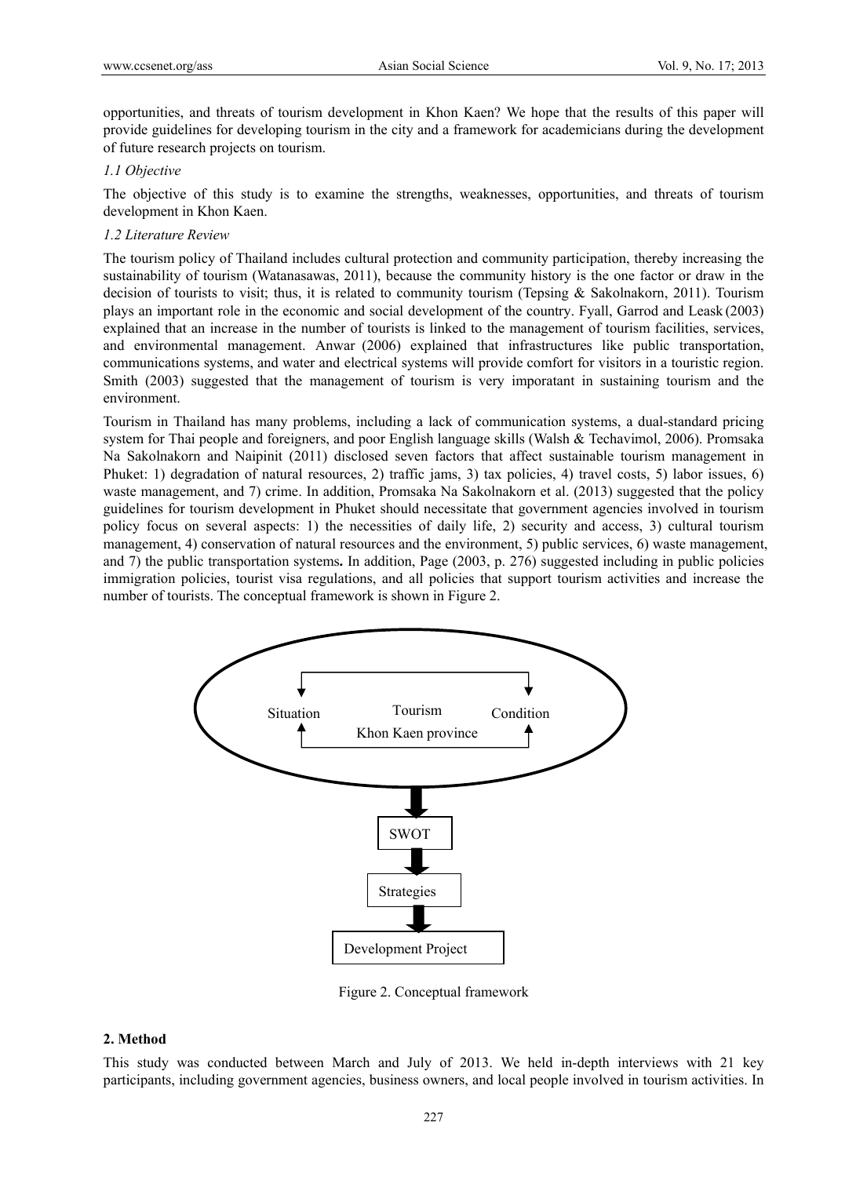opportunities, and threats of tourism development in Khon Kaen? We hope that the results of this paper will provide guidelines for developing tourism in the city and a framework for academicians during the development of future research projects on tourism.

### *1.1 Objective*

The objective of this study is to examine the strengths, weaknesses, opportunities, and threats of tourism development in Khon Kaen.

### *1.2 Literature Review*

The tourism policy of Thailand includes cultural protection and community participation, thereby increasing the sustainability of tourism (Watanasawas, 2011), because the community history is the one factor or draw in the decision of tourists to visit; thus, it is related to community tourism (Tepsing & Sakolnakorn, 2011). Tourism plays an important role in the economic and social development of the country. Fyall, Garrod and Leask (2003) explained that an increase in the number of tourists is linked to the management of tourism facilities, services, and environmental management. Anwar (2006) explained that infrastructures like public transportation, communications systems, and water and electrical systems will provide comfort for visitors in a touristic region. Smith (2003) suggested that the management of tourism is very imporatant in sustaining tourism and the environment.

Tourism in Thailand has many problems, including a lack of communication systems, a dual-standard pricing system for Thai people and foreigners, and poor English language skills (Walsh & Techavimol, 2006). Promsaka Na Sakolnakorn and Naipinit (2011) disclosed seven factors that affect sustainable tourism management in Phuket: 1) degradation of natural resources, 2) traffic jams, 3) tax policies, 4) travel costs, 5) labor issues, 6) waste management, and 7) crime. In addition, Promsaka Na Sakolnakorn et al. (2013) suggested that the policy guidelines for tourism development in Phuket should necessitate that government agencies involved in tourism policy focus on several aspects: 1) the necessities of daily life, 2) security and access, 3) cultural tourism management, 4) conservation of natural resources and the environment, 5) public services, 6) waste management, and 7) the public transportation systems**.** In addition, Page (2003, p. 276) suggested including in public policies immigration policies, tourist visa regulations, and all policies that support tourism activities and increase the number of tourists. The conceptual framework is shown in Figure 2.

Situation — Tourism Khon Kaen province — Condition

SWOT

Strategies

Development Project

Figure 2. Conceptual framework

## 2. Method

This study was conducted between March and July of 2013. We held in-depth interviews with 21 key participants, including government agencies, business owners, and local people involved in tourism activities. In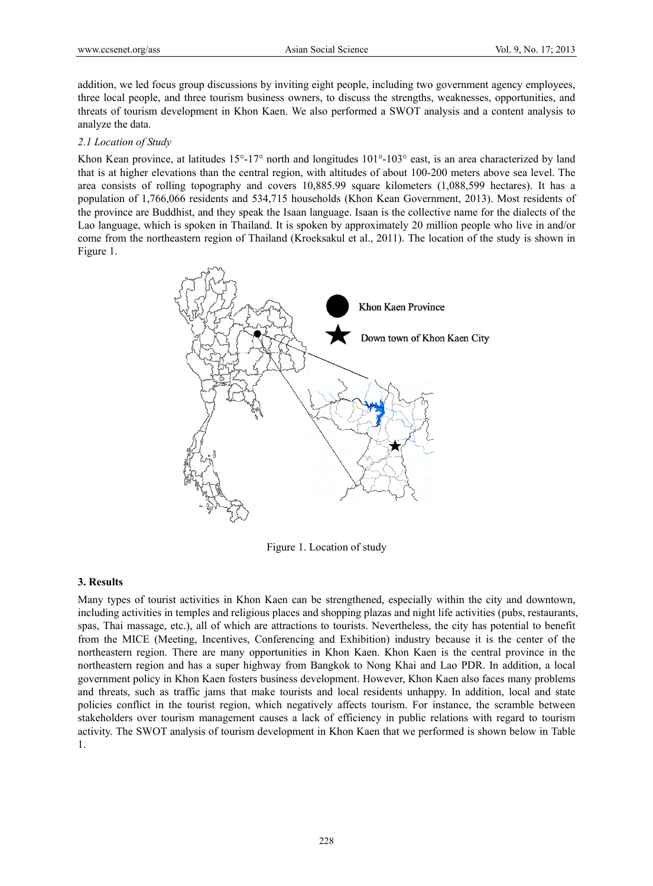addition, we led focus group discussions by inviting eight people, including two government agency employees, three local people, and three tourism business owners, to discuss the strengths, weaknesses, opportunities, and threats of tourism development in Khon Kaen. We also performed a SWOT analysis and a content analysis to analyze the data.

### *2.1 Location of Study*

Khon Kean province, at latitudes 15°-17° north and longitudes 101°-103° east, is an area characterized by land that is at higher elevations than the central region, with altitudes of about 100-200 meters above sea level. The area consists of rolling topography and covers 10,885.99 square kilometers (1,088,599 hectares). It has a population of 1,766,066 residents and 534,715 households (Khon Kean Government, 2013). Most residents of the province are Buddhist, and they speak the Isaan language. Isaan is the collective name for the dialects of the Lao language, which is spoken in Thailand. It is spoken by approximately 20 million people who live in and/or come from the northeastern region of Thailand (Kroeksakul et al., 2011). The location of the study is shown in Figure 1.

Figure 1. Location of study

## 3. Results

Many types of tourist activities in Khon Kaen can be strengthened, especially within the city and downtown, including activities in temples and religious places and shopping plazas and night life activities (pubs, restaurants, spas, Thai massage, etc.), all of which are attractions to tourists. Nevertheless, the city has potential to benefit from the MICE (Meeting, Incentives, Conferencing and Exhibition) industry because it is the center of the northeastern region. There are many opportunities in Khon Kaen. Khon Kaen is the central province in the northeastern region and has a super highway from Bangkok to Nong Khai and Lao PDR. In addition, a local government policy in Khon Kaen fosters business development. However, Khon Kaen also faces many problems and threats, such as traffic jams that make tourists and local residents unhappy. In addition, local and state policies conflict in the tourist region, which negatively affects tourism. For instance, the scramble between stakeholders over tourism management causes a lack of efficiency in public relations with regard to tourism activity. The SWOT analysis of tourism development in Khon Kaen that we performed is shown below in Table 1.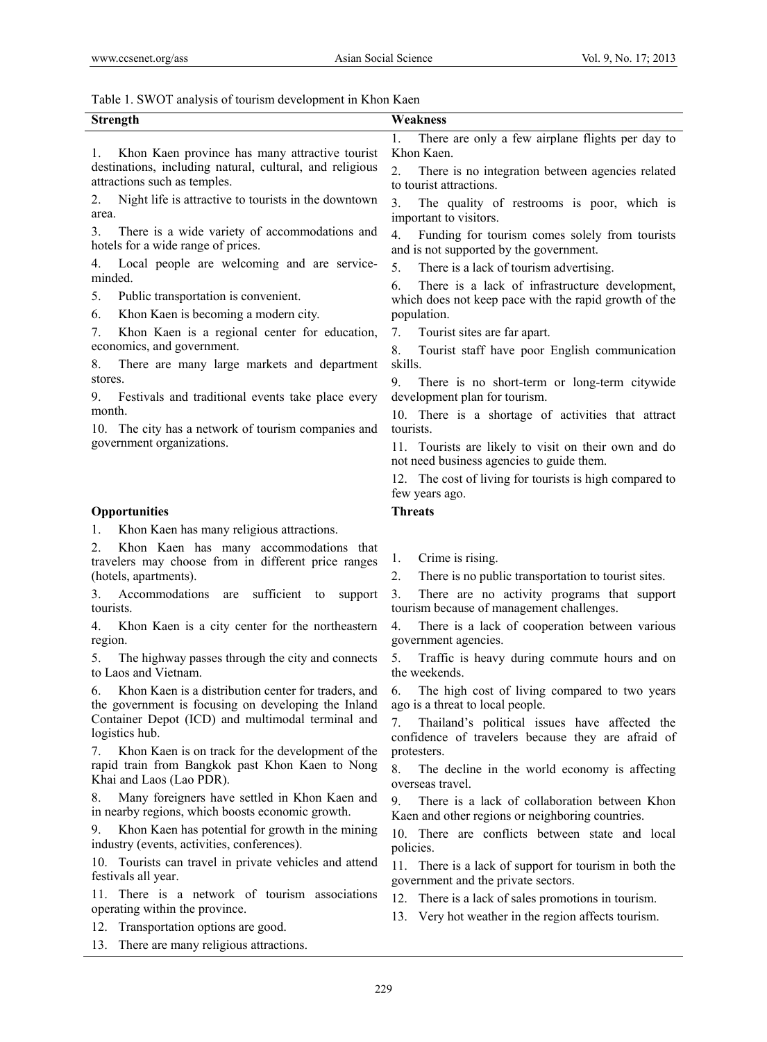Table 1. SWOT analysis of tourism development in Khon Kaen

| Strength | Weakness |
|---|---|
| 1. Khon Kaen province has many attractive tourist destinations, including natural, cultural, and religious attractions such as temples.<br>2. Night life is attractive to tourists in the downtown area.<br>3. There is a wide variety of accommodations and hotels for a wide range of prices.<br>4. Local people are welcoming and are service-minded.<br>5. Public transportation is convenient.<br>6. Khon Kaen is becoming a modern city.<br>7. Khon Kaen is a regional center for education, economics, and government.<br>8. There are many large markets and department stores.<br>9. Festivals and traditional events take place every month.<br>10. The city has a network of tourism companies and government organizations. | 1. There are only a few airplane flights per day to Khon Kaen.<br>2. There is no integration between agencies related to tourist attractions.<br>3. The quality of restrooms is poor, which is important to visitors.<br>4. Funding for tourism comes solely from tourists and is not supported by the government.<br>5. There is a lack of tourism advertising.<br>6. There is a lack of infrastructure development, which does not keep pace with the rapid growth of the population.<br>7. Tourist sites are far apart.<br>8. Tourist staff have poor English communication skills.<br>9. There is no short-term or long-term citywide development plan for tourism.<br>10. There is a shortage of activities that attract tourists.<br>11. Tourists are likely to visit on their own and do not need business agencies to guide them.<br>12. The cost of living for tourists is high compared to few years ago. |
| **Opportunities** | **Threats** |
| 1. Khon Kaen has many religious attractions.<br>2. Khon Kaen has many accommodations that travelers may choose from in different price ranges (hotels, apartments).<br>3. Accommodations are sufficient to support tourists.<br>4. Khon Kaen is a city center for the northeastern region.<br>5. The highway passes through the city and connects to Laos and Vietnam.<br>6. Khon Kaen is a distribution center for traders, and the government is focusing on developing the Inland Container Depot (ICD) and multimodal terminal and logistics hub.<br>7. Khon Kaen is on track for the development of the rapid train from Bangkok past Khon Kaen to Nong Khai and Laos (Lao PDR).<br>8. Many foreigners have settled in Khon Kaen and in nearby regions, which boosts economic growth.<br>9. Khon Kaen has potential for growth in the mining industry (events, activities, conferences).<br>10. Tourists can travel in private vehicles and attend festivals all year.<br>11. There is a network of tourism associations operating within the province.<br>12. Transportation options are good.<br>13. There are many religious attractions. | 1. Crime is rising.<br>2. There is no public transportation to tourist sites.<br>3. There are no activity programs that support tourism because of management challenges.<br>4. There is a lack of cooperation between various government agencies.<br>5. Traffic is heavy during commute hours and on the weekends.<br>6. The high cost of living compared to two years ago is a threat to local people.<br>7. Thailand's political issues have affected the confidence of travelers because they are afraid of protesters.<br>8. The decline in the world economy is affecting overseas travel.<br>9. There is a lack of collaboration between Khon Kaen and other regions or neighboring countries.<br>10. There are conflicts between state and local policies.<br>11. There is a lack of support for tourism in both the government and the private sectors.<br>12. There is a lack of sales promotions in tourism.<br>13. Very hot weather in the region affects tourism. |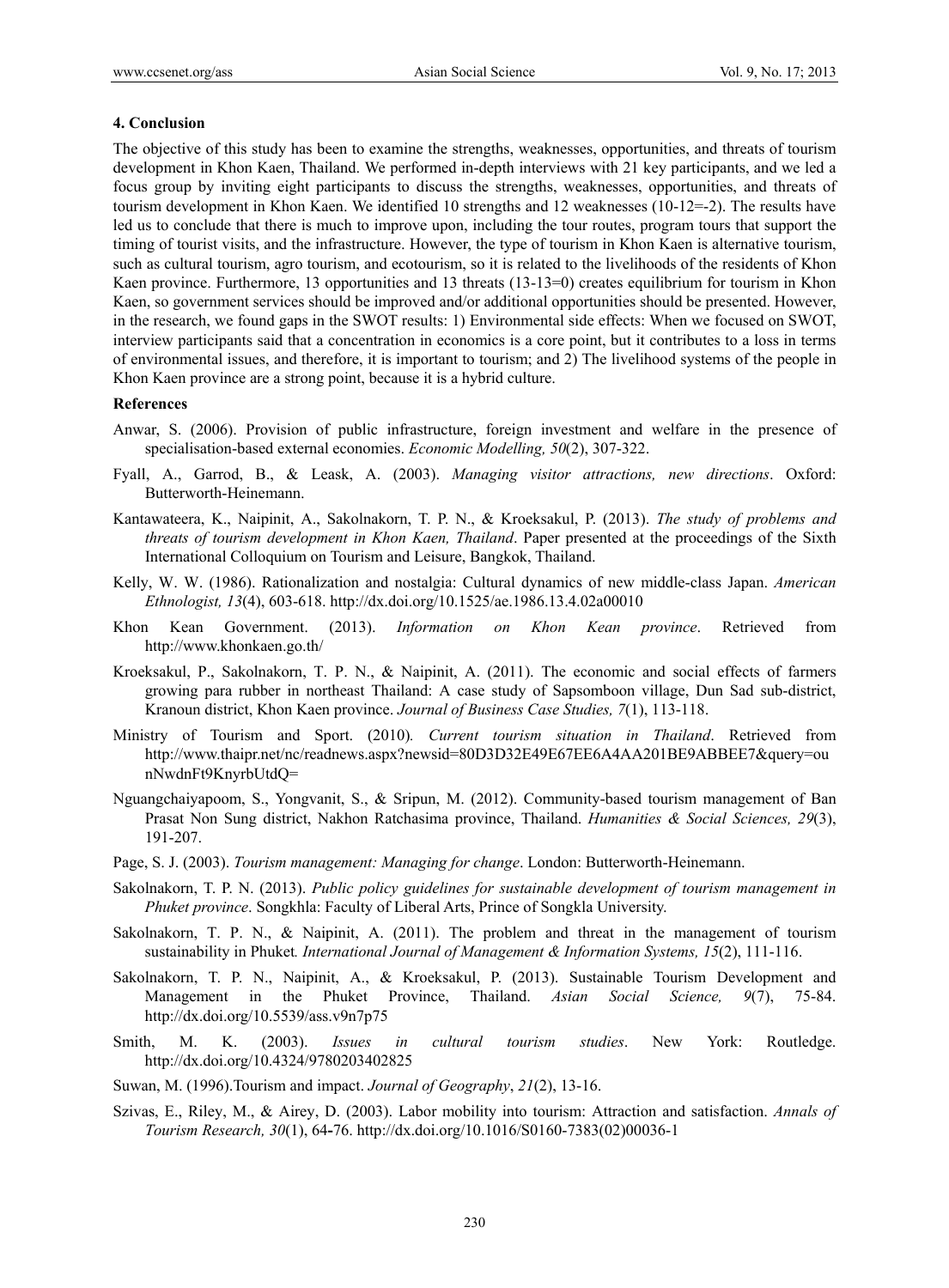## 4. Conclusion

The objective of this study has been to examine the strengths, weaknesses, opportunities, and threats of tourism development in Khon Kaen, Thailand. We performed in-depth interviews with 21 key participants, and we led a focus group by inviting eight participants to discuss the strengths, weaknesses, opportunities, and threats of tourism development in Khon Kaen. We identified 10 strengths and 12 weaknesses (10-12=-2). The results have led us to conclude that there is much to improve upon, including the tour routes, program tours that support the timing of tourist visits, and the infrastructure. However, the type of tourism in Khon Kaen is alternative tourism, such as cultural tourism, agro tourism, and ecotourism, so it is related to the livelihoods of the residents of Khon Kaen province. Furthermore, 13 opportunities and 13 threats (13-13=0) creates equilibrium for tourism in Khon Kaen, so government services should be improved and/or additional opportunities should be presented. However, in the research, we found gaps in the SWOT results: 1) Environmental side effects: When we focused on SWOT, interview participants said that a concentration in economics is a core point, but it contributes to a loss in terms of environmental issues, and therefore, it is important to tourism; and 2) The livelihood systems of the people in Khon Kaen province are a strong point, because it is a hybrid culture.

### References

Anwar, S. (2006). Provision of public infrastructure, foreign investment and welfare in the presence of specialisation-based external economies. *Economic Modelling, 50*(2), 307-322.

Fyall, A., Garrod, B., & Leask, A. (2003). *Managing visitor attractions, new directions*. Oxford: Butterworth-Heinemann.

Kantawateera, K., Naipinit, A., Sakolnakorn, T. P. N., & Kroeksakul, P. (2013). *The study of problems and threats of tourism development in Khon Kaen, Thailand*. Paper presented at the proceedings of the Sixth International Colloquium on Tourism and Leisure, Bangkok, Thailand.

Kelly, W. W. (1986). Rationalization and nostalgia: Cultural dynamics of new middle-class Japan. *American Ethnologist, 13*(4), 603-618. http://dx.doi.org/10.1525/ae.1986.13.4.02a00010

Khon Kean Government. (2013). *Information on Khon Kean province*. Retrieved from http://www.khonkaen.go.th/

Kroeksakul, P., Sakolnakorn, T. P. N., & Naipinit, A. (2011). The economic and social effects of farmers growing para rubber in northeast Thailand: A case study of Sapsomboon village, Dun Sad sub-district, Kranoun district, Khon Kaen province. *Journal of Business Case Studies, 7*(1), 113-118.

Ministry of Tourism and Sport. (2010). *Current tourism situation in Thailand*. Retrieved from http://www.thaipr.net/nc/readnews.aspx?newsid=80D3D32E49E67EE6A4AA201BE9ABBEE7&query=ounNwdnFt9KnyrbUtdQ=

Nguangchaiyapoom, S., Yongvanit, S., & Sripun, M. (2012). Community-based tourism management of Ban Prasat Non Sung district, Nakhon Ratchasima province, Thailand. *Humanities & Social Sciences, 29*(3), 191-207.

Page, S. J. (2003). *Tourism management: Managing for change*. London: Butterworth-Heinemann.

Sakolnakorn, T. P. N. (2013). *Public policy guidelines for sustainable development of tourism management in Phuket province*. Songkhla: Faculty of Liberal Arts, Prince of Songkla University.

Sakolnakorn, T. P. N., & Naipinit, A. (2011). The problem and threat in the management of tourism sustainability in Phuket*. International Journal of Management & Information Systems, 15*(2), 111-116.

Sakolnakorn, T. P. N., Naipinit, A., & Kroeksakul, P. (2013). Sustainable Tourism Development and Management in the Phuket Province, Thailand. *Asian Social Science, 9*(7), 75-84. http://dx.doi.org/10.5539/ass.v9n7p75

Smith, M. K. (2003). *Issues in cultural tourism studies*. New York: Routledge. http://dx.doi.org/10.4324/9780203402825

Suwan, M. (1996).Tourism and impact. *Journal of Geography*, *21*(2), 13-16.

Szivas, E., Riley, M., & Airey, D. (2003). Labor mobility into tourism: Attraction and satisfaction. *Annals of Tourism Research, 30*(1), 64-76. http://dx.doi.org/10.1016/S0160-7383(02)00036-1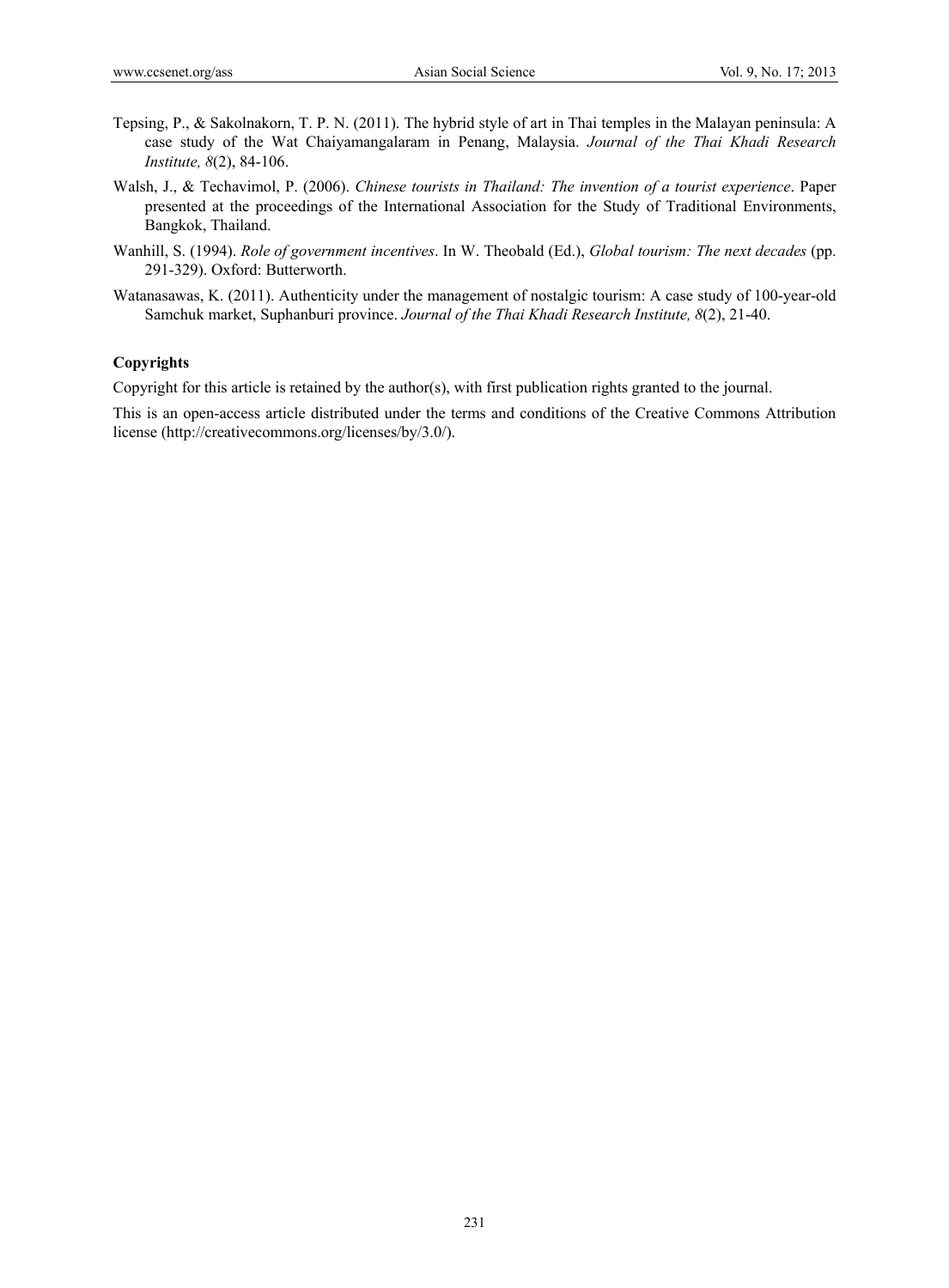Tepsing, P., & Sakolnakorn, T. P. N. (2011). The hybrid style of art in Thai temples in the Malayan peninsula: A case study of the Wat Chaiyamangalaram in Penang, Malaysia. *Journal of the Thai Khadi Research Institute, 8*(2), 84-106.

Walsh, J., & Techavimol, P. (2006). *Chinese tourists in Thailand: The invention of a tourist experience*. Paper presented at the proceedings of the International Association for the Study of Traditional Environments, Bangkok, Thailand.

Wanhill, S. (1994). *Role of government incentives*. In W. Theobald (Ed.), *Global tourism: The next decades* (pp. 291-329). Oxford: Butterworth.

Watanasawas, K. (2011). Authenticity under the management of nostalgic tourism: A case study of 100-year-old Samchuk market, Suphanburi province. *Journal of the Thai Khadi Research Institute, 8*(2), 21-40.

**Copyrights**

Copyright for this article is retained by the author(s), with first publication rights granted to the journal.

This is an open-access article distributed under the terms and conditions of the Creative Commons Attribution license (http://creativecommons.org/licenses/by/3.0/).